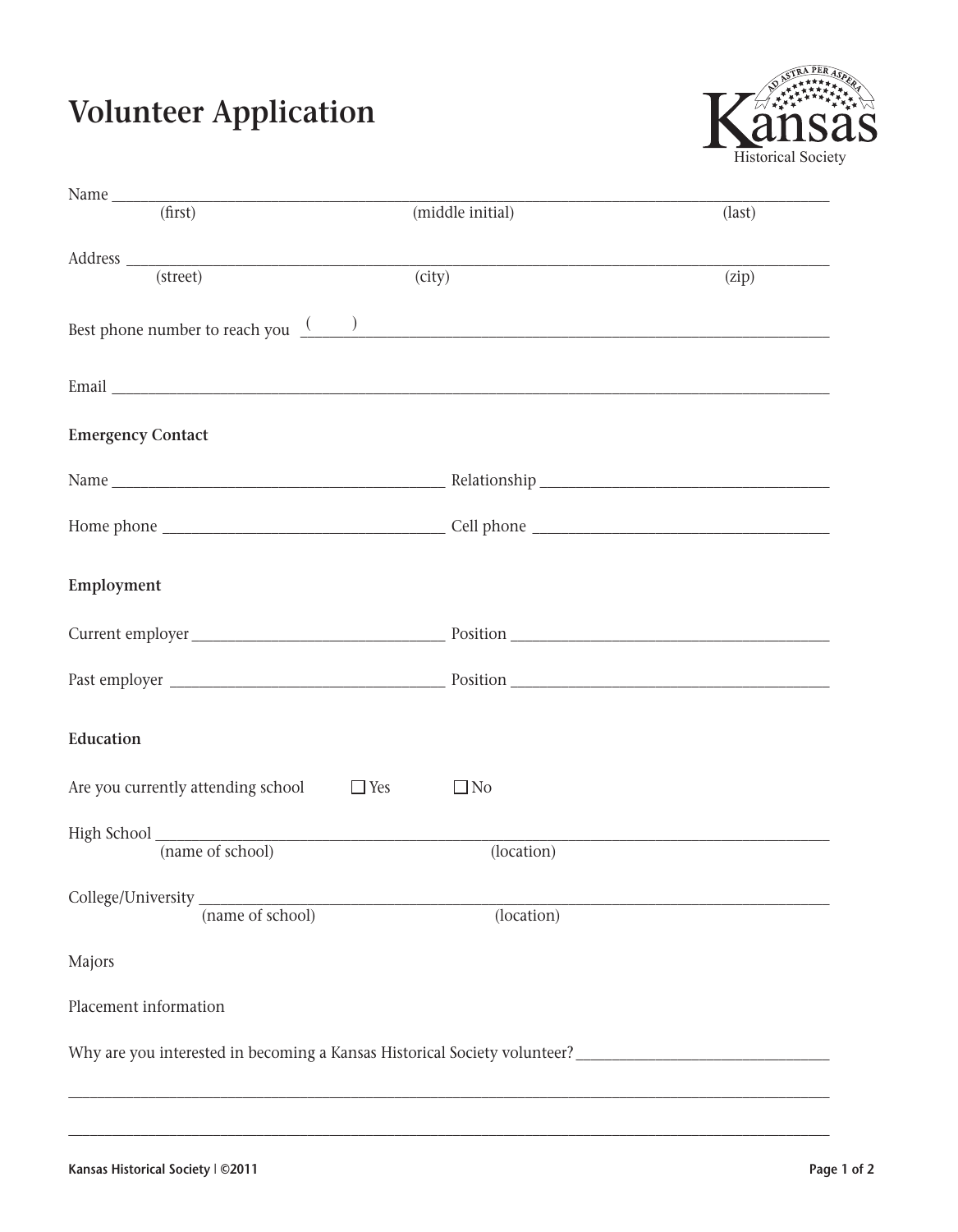# Volunteer Application

Kansas Historical Society

Name ________________________________________________________________
(first) (middle initial) (last)

Address ______________________________________________________________
(street) (city) (zip)

Best phone number to reach you ( ) ____________________________________

Email ________________________________________________________________

**Emergency Contact**

Name ______________________________ Relationship ___________________________

Home phone __________________________ Cell phone ___________________________

**Employment**

Current employer ______________________ Position ______________________________

Past employer _________________________ Position ______________________________

**Education**

Are you currently attending school ☐ Yes ☐ No

High School ___________________________________________________________
(name of school) (location)

College/University _____________________________________________________
(name of school) (location)

Majors

Placement information

Why are you interested in becoming a Kansas Historical Society volunteer? ____________________

______________________________________________________________________

______________________________________________________________________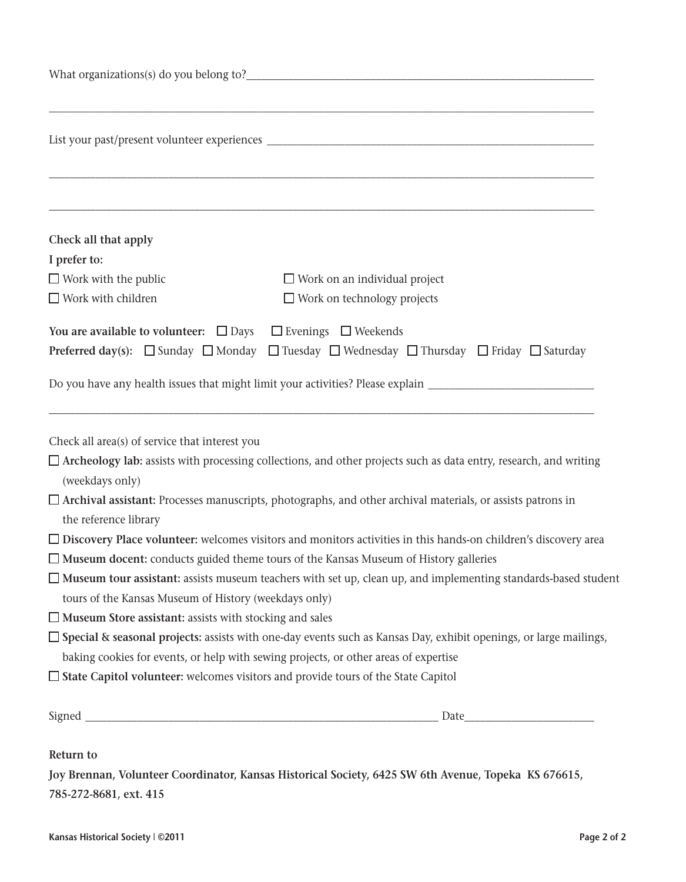What organizations(s) do you belong to?\_\_\_\_\_\_\_\_\_\_\_\_\_\_\_\_\_\_\_\_\_\_\_\_\_\_\_\_\_\_\_\_\_\_\_\_\_\_\_\_\_\_\_\_\_\_\_\_\_\_\_\_\_\_\_\_\_\_\_\_\_\_\_\_\_\_

\_\_\_\_\_\_\_\_\_\_\_\_\_\_\_\_\_\_\_\_\_\_\_\_\_\_\_\_\_\_\_\_\_\_\_\_\_\_\_\_\_\_\_\_\_\_\_\_\_\_\_\_\_\_\_\_\_\_\_\_\_\_\_\_\_\_\_\_\_\_\_\_\_\_\_\_\_\_\_\_\_\_\_\_\_\_\_\_\_\_\_\_\_\_\_\_\_\_\_\_

List your past/present volunteer experiences \_\_\_\_\_\_\_\_\_\_\_\_\_\_\_\_\_\_\_\_\_\_\_\_\_\_\_\_\_\_\_\_\_\_\_\_\_\_\_\_\_\_\_\_\_\_\_\_\_\_\_\_\_\_\_\_\_\_\_\_\_\_

\_\_\_\_\_\_\_\_\_\_\_\_\_\_\_\_\_\_\_\_\_\_\_\_\_\_\_\_\_\_\_\_\_\_\_\_\_\_\_\_\_\_\_\_\_\_\_\_\_\_\_\_\_\_\_\_\_\_\_\_\_\_\_\_\_\_\_\_\_\_\_\_\_\_\_\_\_\_\_\_\_\_\_\_\_\_\_\_\_\_\_\_\_\_\_\_\_\_\_\_

\_\_\_\_\_\_\_\_\_\_\_\_\_\_\_\_\_\_\_\_\_\_\_\_\_\_\_\_\_\_\_\_\_\_\_\_\_\_\_\_\_\_\_\_\_\_\_\_\_\_\_\_\_\_\_\_\_\_\_\_\_\_\_\_\_\_\_\_\_\_\_\_\_\_\_\_\_\_\_\_\_\_\_\_\_\_\_\_\_\_\_\_\_\_\_\_\_\_\_\_

**Check all that apply**

**I prefer to:**

- ☐ Work with the public
- ☐ Work with children
- ☐ Work on an individual project
- ☐ Work on technology projects

**You are available to volunteer:** ☐ Days ☐ Evenings ☐ Weekends

**Preferred day(s):** ☐ Sunday ☐ Monday ☐ Tuesday ☐ Wednesday ☐ Thursday ☐ Friday ☐ Saturday

Do you have any health issues that might limit your activities? Please explain \_\_\_\_\_\_\_\_\_\_\_\_\_\_\_\_\_\_\_\_\_\_\_\_\_\_\_\_\_\_

\_\_\_\_\_\_\_\_\_\_\_\_\_\_\_\_\_\_\_\_\_\_\_\_\_\_\_\_\_\_\_\_\_\_\_\_\_\_\_\_\_\_\_\_\_\_\_\_\_\_\_\_\_\_\_\_\_\_\_\_\_\_\_\_\_\_\_\_\_\_\_\_\_\_\_\_\_\_\_\_\_\_\_\_\_\_\_\_\_\_\_\_\_\_\_\_\_\_\_\_

Check all area(s) of service that interest you

- ☐ **Archeology lab:** assists with processing collections, and other projects such as data entry, research, and writing (weekdays only)
- ☐ **Archival assistant:** Processes manuscripts, photographs, and other archival materials, or assists patrons in the reference library
- ☐ **Discovery Place volunteer:** welcomes visitors and monitors activities in this hands-on children's discovery area
- ☐ **Museum docent:** conducts guided theme tours of the Kansas Museum of History galleries
- ☐ **Museum tour assistant:** assists museum teachers with set up, clean up, and implementing standards-based student tours of the Kansas Museum of History (weekdays only)
- ☐ **Museum Store assistant:** assists with stocking and sales
- ☐ **Special & seasonal projects:** assists with one-day events such as Kansas Day, exhibit openings, or large mailings, baking cookies for events, or help with sewing projects, or other areas of expertise
- ☐ **State Capitol volunteer:** welcomes visitors and provide tours of the State Capitol

Signed \_\_\_\_\_\_\_\_\_\_\_\_\_\_\_\_\_\_\_\_\_\_\_\_\_\_\_\_\_\_\_\_\_\_\_\_\_\_\_\_\_\_\_\_\_\_\_\_\_\_\_\_\_\_\_\_\_\_\_\_\_\_\_\_ Date\_\_\_\_\_\_\_\_\_\_\_\_\_\_\_\_\_\_\_\_\_\_\_\_\_

**Return to**

**Joy Brennan, Volunteer Coordinator, Kansas Historical Society, 6425 SW 6th Avenue, Topeka KS 676615, 785-272-8681, ext. 415**

**Kansas Historical Society | ©2011**